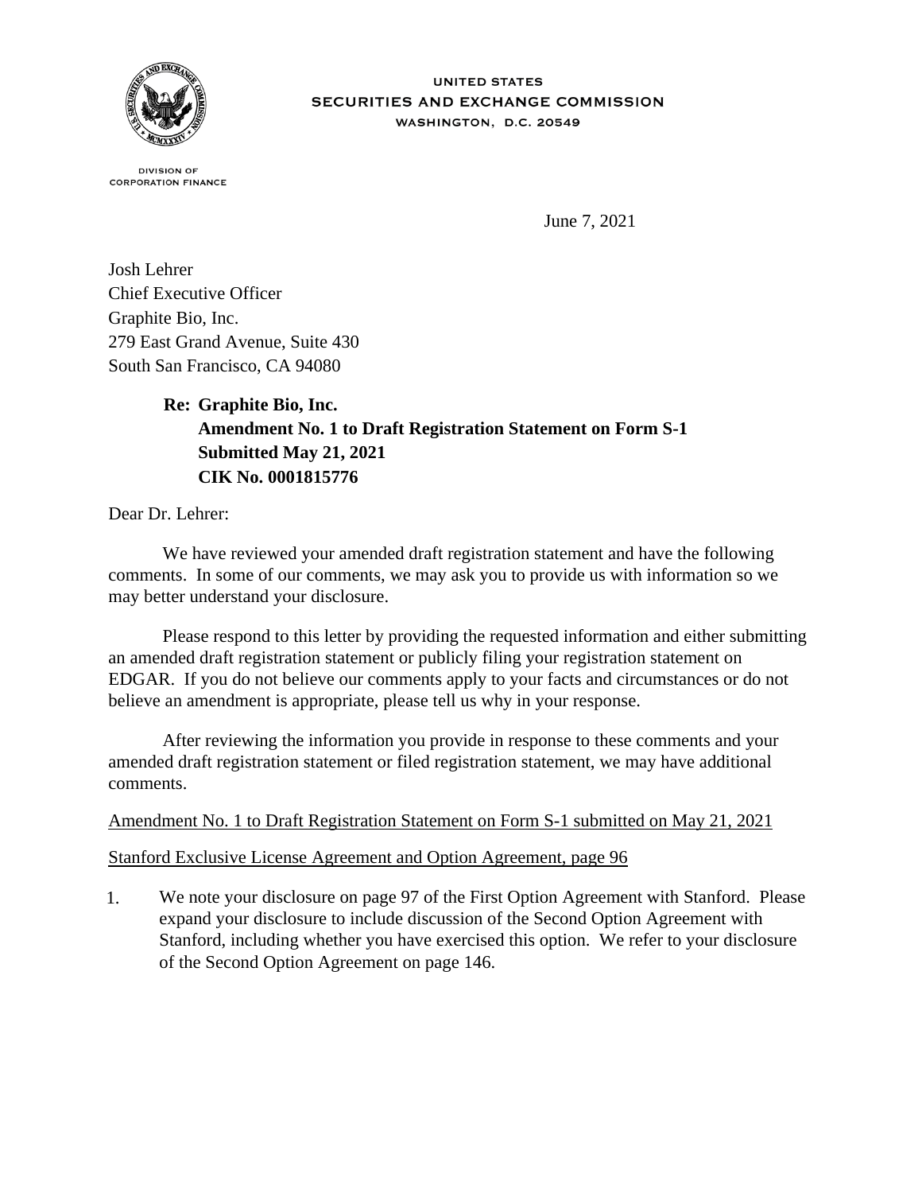UNITED STATES
SECURITIES AND EXCHANGE COMMISSION
WASHINGTON, D.C. 20549

DIVISION OF
CORPORATION FINANCE

June 7, 2021

Josh Lehrer
Chief Executive Officer
Graphite Bio, Inc.
279 East Grand Avenue, Suite 430
South San Francisco, CA 94080

**Re: Graphite Bio, Inc.**
**Amendment No. 1 to Draft Registration Statement on Form S-1**
**Submitted May 21, 2021**
**CIK No. 0001815776**

Dear Dr. Lehrer:

We have reviewed your amended draft registration statement and have the following comments. In some of our comments, we may ask you to provide us with information so we may better understand your disclosure.

Please respond to this letter by providing the requested information and either submitting an amended draft registration statement or publicly filing your registration statement on EDGAR. If you do not believe our comments apply to your facts and circumstances or do not believe an amendment is appropriate, please tell us why in your response.

After reviewing the information you provide in response to these comments and your amended draft registration statement or filed registration statement, we may have additional comments.

Amendment No. 1 to Draft Registration Statement on Form S-1 submitted on May 21, 2021

Stanford Exclusive License Agreement and Option Agreement, page 96

1. We note your disclosure on page 97 of the First Option Agreement with Stanford. Please expand your disclosure to include discussion of the Second Option Agreement with Stanford, including whether you have exercised this option. We refer to your disclosure of the Second Option Agreement on page 146.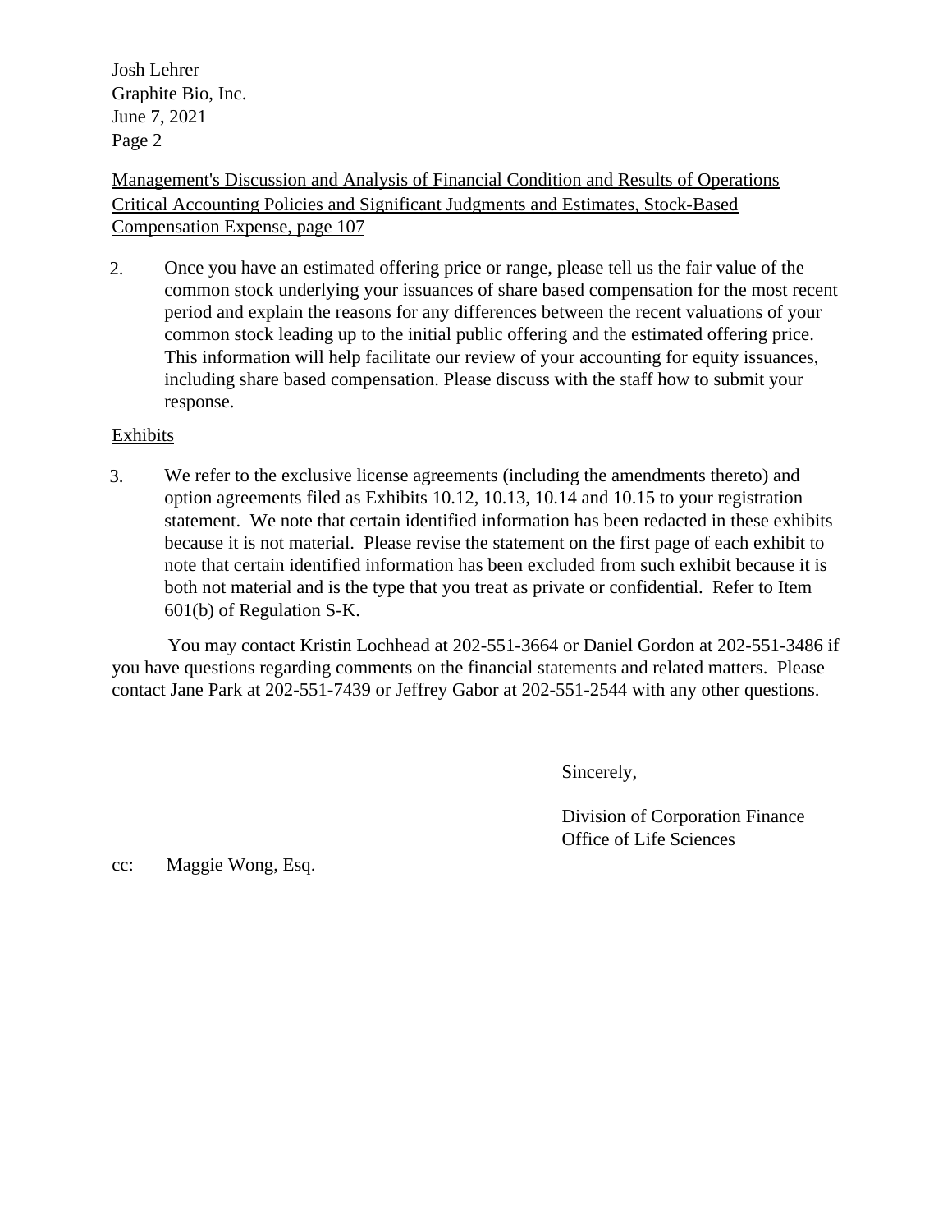Management's Discussion and Analysis of Financial Condition and Results of Operations
Critical Accounting Policies and Significant Judgments and Estimates, Stock-Based Compensation Expense, page 107

2. Once you have an estimated offering price or range, please tell us the fair value of the common stock underlying your issuances of share based compensation for the most recent period and explain the reasons for any differences between the recent valuations of your common stock leading up to the initial public offering and the estimated offering price. This information will help facilitate our review of your accounting for equity issuances, including share based compensation. Please discuss with the staff how to submit your response.

Exhibits

3. We refer to the exclusive license agreements (including the amendments thereto) and option agreements filed as Exhibits 10.12, 10.13, 10.14 and 10.15 to your registration statement. We note that certain identified information has been redacted in these exhibits because it is not material. Please revise the statement on the first page of each exhibit to note that certain identified information has been excluded from such exhibit because it is both not material and is the type that you treat as private or confidential. Refer to Item 601(b) of Regulation S-K.

You may contact Kristin Lochhead at 202-551-3664 or Daniel Gordon at 202-551-3486 if you have questions regarding comments on the financial statements and related matters. Please contact Jane Park at 202-551-7439 or Jeffrey Gabor at 202-551-2544 with any other questions.

Sincerely,

Division of Corporation Finance
Office of Life Sciences

cc: Maggie Wong, Esq.